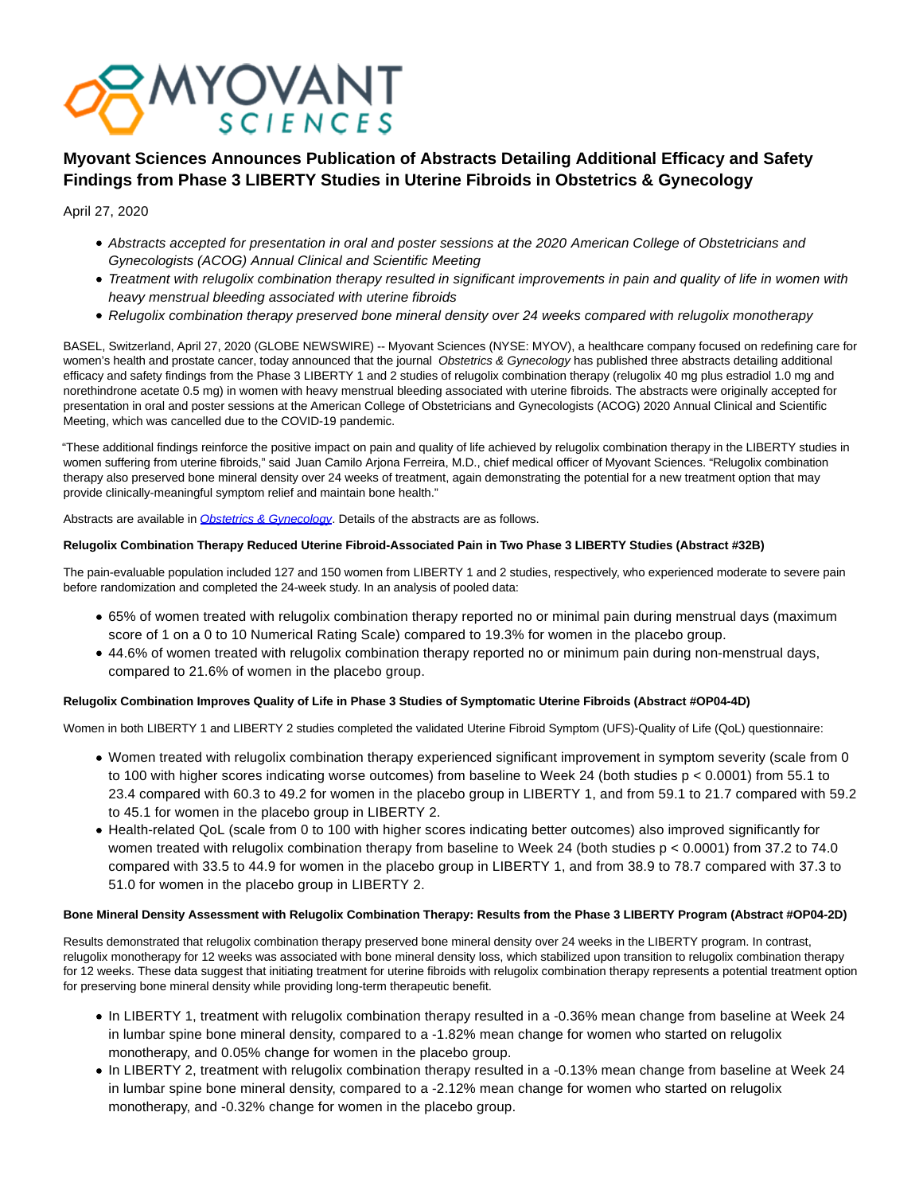MYOVANT SCIENCES

# Myovant Sciences Announces Publication of Abstracts Detailing Additional Efficacy and Safety Findings from Phase 3 LIBERTY Studies in Uterine Fibroids in Obstetrics & Gynecology

April 27, 2020

- *Abstracts accepted for presentation in oral and poster sessions at the 2020 American College of Obstetricians and Gynecologists (ACOG) Annual Clinical and Scientific Meeting*
- *Treatment with relugolix combination therapy resulted in significant improvements in pain and quality of life in women with heavy menstrual bleeding associated with uterine fibroids*
- *Relugolix combination therapy preserved bone mineral density over 24 weeks compared with relugolix monotherapy*

BASEL, Switzerland, April 27, 2020 (GLOBE NEWSWIRE) -- Myovant Sciences (NYSE: MYOV), a healthcare company focused on redefining care for women's health and prostate cancer, today announced that the journal *Obstetrics & Gynecology* has published three abstracts detailing additional efficacy and safety findings from the Phase 3 LIBERTY 1 and 2 studies of relugolix combination therapy (relugolix 40 mg plus estradiol 1.0 mg and norethindrone acetate 0.5 mg) in women with heavy menstrual bleeding associated with uterine fibroids. The abstracts were originally accepted for presentation in oral and poster sessions at the American College of Obstetricians and Gynecologists (ACOG) 2020 Annual Clinical and Scientific Meeting, which was cancelled due to the COVID-19 pandemic.

"These additional findings reinforce the positive impact on pain and quality of life achieved by relugolix combination therapy in the LIBERTY studies in women suffering from uterine fibroids," said Juan Camilo Arjona Ferreira, M.D., chief medical officer of Myovant Sciences. "Relugolix combination therapy also preserved bone mineral density over 24 weeks of treatment, again demonstrating the potential for a new treatment option that may provide clinically-meaningful symptom relief and maintain bone health."

Abstracts are available in *Obstetrics & Gynecology*. Details of the abstracts are as follows.

**Relugolix Combination Therapy Reduced Uterine Fibroid-Associated Pain in Two Phase 3 LIBERTY Studies (Abstract #32B)**

The pain-evaluable population included 127 and 150 women from LIBERTY 1 and 2 studies, respectively, who experienced moderate to severe pain before randomization and completed the 24-week study. In an analysis of pooled data:

- 65% of women treated with relugolix combination therapy reported no or minimal pain during menstrual days (maximum score of 1 on a 0 to 10 Numerical Rating Scale) compared to 19.3% for women in the placebo group.
- 44.6% of women treated with relugolix combination therapy reported no or minimum pain during non-menstrual days, compared to 21.6% of women in the placebo group.

**Relugolix Combination Improves Quality of Life in Phase 3 Studies of Symptomatic Uterine Fibroids (Abstract #OP04-4D)**

Women in both LIBERTY 1 and LIBERTY 2 studies completed the validated Uterine Fibroid Symptom (UFS)-Quality of Life (QoL) questionnaire:

- Women treated with relugolix combination therapy experienced significant improvement in symptom severity (scale from 0 to 100 with higher scores indicating worse outcomes) from baseline to Week 24 (both studies $p < 0.0001$) from 55.1 to 23.4 compared with 60.3 to 49.2 for women in the placebo group in LIBERTY 1, and from 59.1 to 21.7 compared with 59.2 to 45.1 for women in the placebo group in LIBERTY 2.
- Health-related QoL (scale from 0 to 100 with higher scores indicating better outcomes) also improved significantly for women treated with relugolix combination therapy from baseline to Week 24 (both studies $p < 0.0001$) from 37.2 to 74.0 compared with 33.5 to 44.9 for women in the placebo group in LIBERTY 1, and from 38.9 to 78.7 compared with 37.3 to 51.0 for women in the placebo group in LIBERTY 2.

**Bone Mineral Density Assessment with Relugolix Combination Therapy: Results from the Phase 3 LIBERTY Program (Abstract #OP04-2D)**

Results demonstrated that relugolix combination therapy preserved bone mineral density over 24 weeks in the LIBERTY program. In contrast, relugolix monotherapy for 12 weeks was associated with bone mineral density loss, which stabilized upon transition to relugolix combination therapy for 12 weeks. These data suggest that initiating treatment for uterine fibroids with relugolix combination therapy represents a potential treatment option for preserving bone mineral density while providing long-term therapeutic benefit.

- In LIBERTY 1, treatment with relugolix combination therapy resulted in a -0.36% mean change from baseline at Week 24 in lumbar spine bone mineral density, compared to a -1.82% mean change for women who started on relugolix monotherapy, and 0.05% change for women in the placebo group.
- In LIBERTY 2, treatment with relugolix combination therapy resulted in a -0.13% mean change from baseline at Week 24 in lumbar spine bone mineral density, compared to a -2.12% mean change for women who started on relugolix monotherapy, and -0.32% change for women in the placebo group.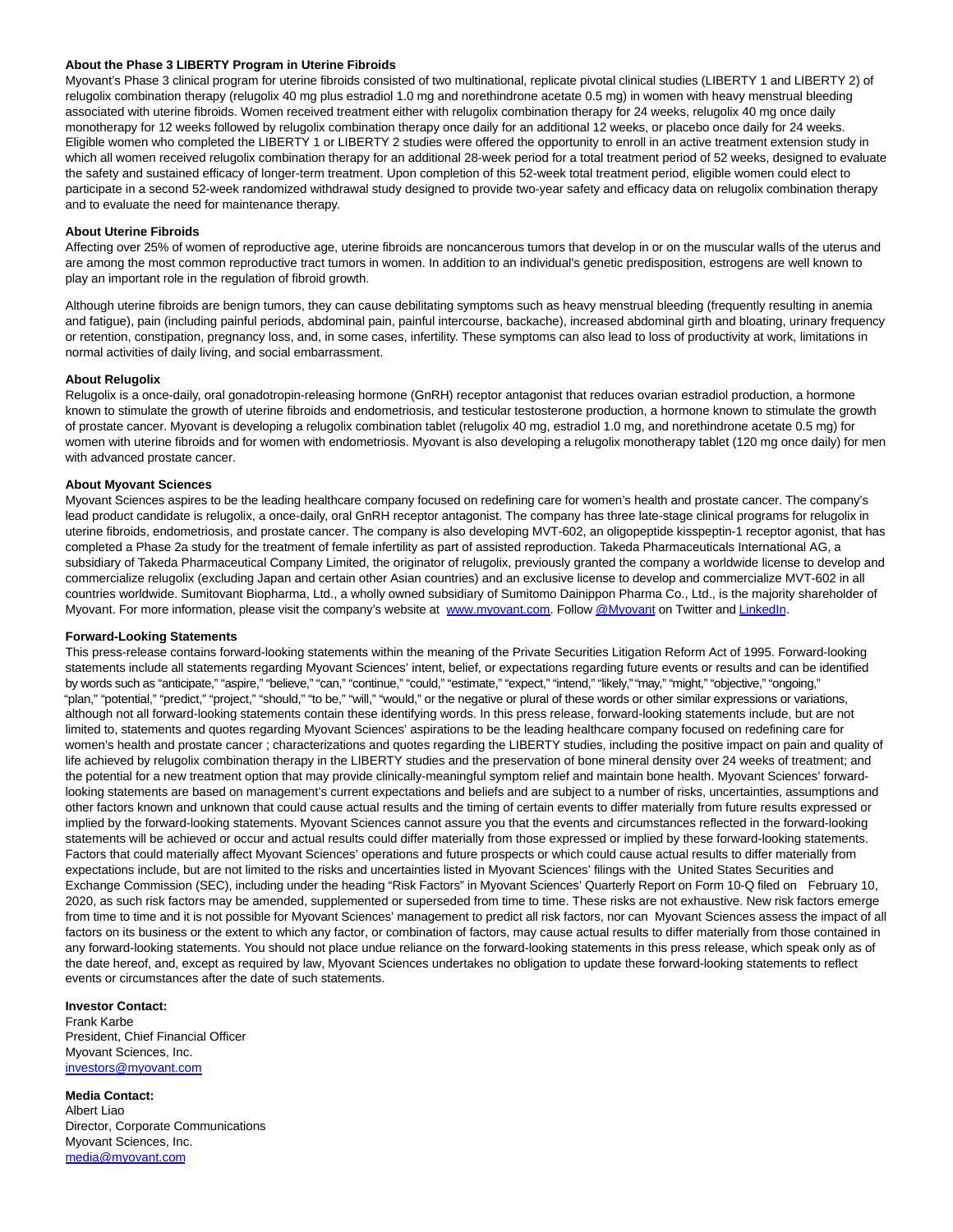**About the Phase 3 LIBERTY Program in Uterine Fibroids**

Myovant's Phase 3 clinical program for uterine fibroids consisted of two multinational, replicate pivotal clinical studies (LIBERTY 1 and LIBERTY 2) of relugolix combination therapy (relugolix 40 mg plus estradiol 1.0 mg and norethindrone acetate 0.5 mg) in women with heavy menstrual bleeding associated with uterine fibroids. Women received treatment either with relugolix combination therapy for 24 weeks, relugolix 40 mg once daily monotherapy for 12 weeks followed by relugolix combination therapy once daily for an additional 12 weeks, or placebo once daily for 24 weeks. Eligible women who completed the LIBERTY 1 or LIBERTY 2 studies were offered the opportunity to enroll in an active treatment extension study in which all women received relugolix combination therapy for an additional 28-week period for a total treatment period of 52 weeks, designed to evaluate the safety and sustained efficacy of longer-term treatment. Upon completion of this 52-week total treatment period, eligible women could elect to participate in a second 52-week randomized withdrawal study designed to provide two-year safety and efficacy data on relugolix combination therapy and to evaluate the need for maintenance therapy.

**About Uterine Fibroids**

Affecting over 25% of women of reproductive age, uterine fibroids are noncancerous tumors that develop in or on the muscular walls of the uterus and are among the most common reproductive tract tumors in women. In addition to an individual's genetic predisposition, estrogens are well known to play an important role in the regulation of fibroid growth.

Although uterine fibroids are benign tumors, they can cause debilitating symptoms such as heavy menstrual bleeding (frequently resulting in anemia and fatigue), pain (including painful periods, abdominal pain, painful intercourse, backache), increased abdominal girth and bloating, urinary frequency or retention, constipation, pregnancy loss, and, in some cases, infertility. These symptoms can also lead to loss of productivity at work, limitations in normal activities of daily living, and social embarrassment.

**About Relugolix**

Relugolix is a once-daily, oral gonadotropin-releasing hormone (GnRH) receptor antagonist that reduces ovarian estradiol production, a hormone known to stimulate the growth of uterine fibroids and endometriosis, and testicular testosterone production, a hormone known to stimulate the growth of prostate cancer. Myovant is developing a relugolix combination tablet (relugolix 40 mg, estradiol 1.0 mg, and norethindrone acetate 0.5 mg) for women with uterine fibroids and for women with endometriosis. Myovant is also developing a relugolix monotherapy tablet (120 mg once daily) for men with advanced prostate cancer.

**About Myovant Sciences**

Myovant Sciences aspires to be the leading healthcare company focused on redefining care for women's health and prostate cancer. The company's lead product candidate is relugolix, a once-daily, oral GnRH receptor antagonist. The company has three late-stage clinical programs for relugolix in uterine fibroids, endometriosis, and prostate cancer. The company is also developing MVT-602, an oligopeptide kisspeptin-1 receptor agonist, that has completed a Phase 2a study for the treatment of female infertility as part of assisted reproduction. Takeda Pharmaceuticals International AG, a subsidiary of Takeda Pharmaceutical Company Limited, the originator of relugolix, previously granted the company a worldwide license to develop and commercialize relugolix (excluding Japan and certain other Asian countries) and an exclusive license to develop and commercialize MVT-602 in all countries worldwide. Sumitovant Biopharma, Ltd., a wholly owned subsidiary of Sumitomo Dainippon Pharma Co., Ltd., is the majority shareholder of Myovant. For more information, please visit the company's website at www.myovant.com. Follow @Myovant on Twitter and LinkedIn.

**Forward-Looking Statements**

This press-release contains forward-looking statements within the meaning of the Private Securities Litigation Reform Act of 1995. Forward-looking statements include all statements regarding Myovant Sciences' intent, belief, or expectations regarding future events or results and can be identified by words such as "anticipate," "aspire," "believe," "can," "continue," "could," "estimate," "expect," "intend," "likely," "may," "might," "objective," "ongoing," "plan," "potential," "predict," "project," "should," "to be," "will," "would," or the negative or plural of these words or other similar expressions or variations, although not all forward-looking statements contain these identifying words. In this press release, forward-looking statements include, but are not limited to, statements and quotes regarding Myovant Sciences' aspirations to be the leading healthcare company focused on redefining care for women's health and prostate cancer ; characterizations and quotes regarding the LIBERTY studies, including the positive impact on pain and quality of life achieved by relugolix combination therapy in the LIBERTY studies and the preservation of bone mineral density over 24 weeks of treatment; and the potential for a new treatment option that may provide clinically-meaningful symptom relief and maintain bone health. Myovant Sciences' forward-looking statements are based on management's current expectations and beliefs and are subject to a number of risks, uncertainties, assumptions and other factors known and unknown that could cause actual results and the timing of certain events to differ materially from future results expressed or implied by the forward-looking statements. Myovant Sciences cannot assure you that the events and circumstances reflected in the forward-looking statements will be achieved or occur and actual results could differ materially from those expressed or implied by these forward-looking statements. Factors that could materially affect Myovant Sciences' operations and future prospects or which could cause actual results to differ materially from expectations include, but are not limited to the risks and uncertainties listed in Myovant Sciences' filings with the United States Securities and Exchange Commission (SEC), including under the heading "Risk Factors" in Myovant Sciences' Quarterly Report on Form 10-Q filed on February 10, 2020, as such risk factors may be amended, supplemented or superseded from time to time. These risks are not exhaustive. New risk factors emerge from time to time and it is not possible for Myovant Sciences' management to predict all risk factors, nor can Myovant Sciences assess the impact of all factors on its business or the extent to which any factor, or combination of factors, may cause actual results to differ materially from those contained in any forward-looking statements. You should not place undue reliance on the forward-looking statements in this press release, which speak only as of the date hereof, and, except as required by law, Myovant Sciences undertakes no obligation to update these forward-looking statements to reflect events or circumstances after the date of such statements.

**Investor Contact:**
Frank Karbe
President, Chief Financial Officer
Myovant Sciences, Inc.
investors@myovant.com

**Media Contact:**
Albert Liao
Director, Corporate Communications
Myovant Sciences, Inc.
media@myovant.com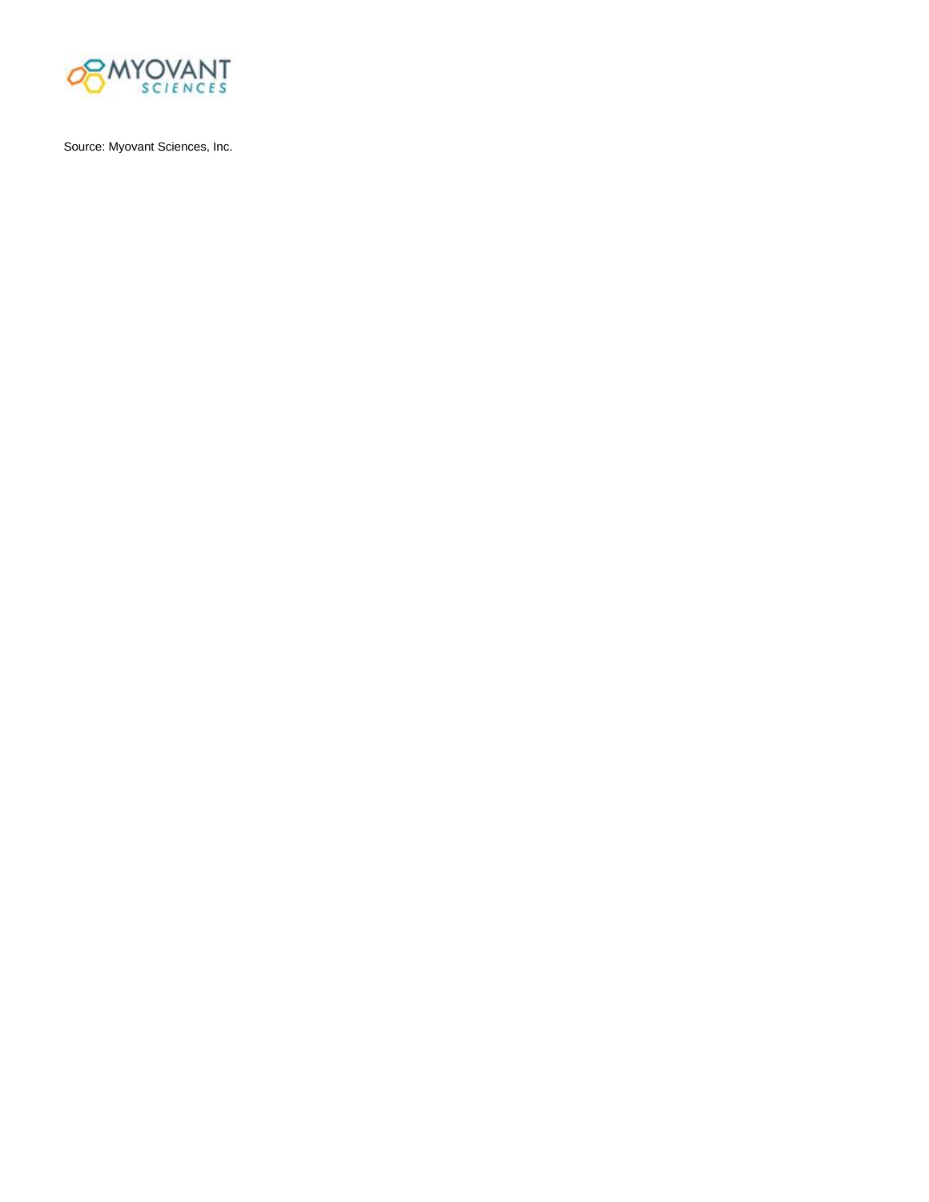Source: Myovant Sciences, Inc.